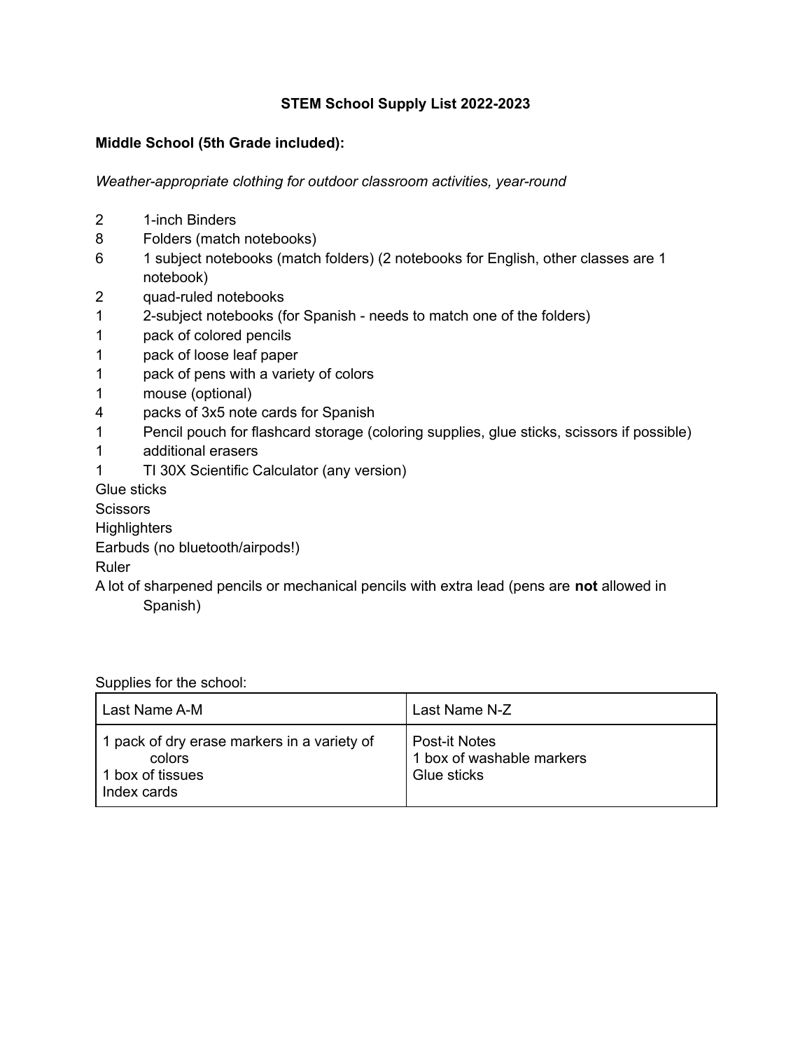# STEM School Supply List 2022-2023

## Middle School (5th Grade included):

*Weather-appropriate clothing for outdoor classroom activities, year-round*

- 2 1-inch Binders
- 8 Folders (match notebooks)
- 6 1 subject notebooks (match folders) (2 notebooks for English, other classes are 1 notebook)
- 2 quad-ruled notebooks
- 1 2-subject notebooks (for Spanish - needs to match one of the folders)
- 1 pack of colored pencils
- 1 pack of loose leaf paper
- 1 pack of pens with a variety of colors
- 1 mouse (optional)
- 4 packs of 3x5 note cards for Spanish
- 1 Pencil pouch for flashcard storage (coloring supplies, glue sticks, scissors if possible)
- 1 additional erasers
- 1 TI 30X Scientific Calculator (any version)
- Glue sticks
- Scissors
- Highlighters
- Earbuds (no bluetooth/airpods!)
- Ruler
- A lot of sharpened pencils or mechanical pencils with extra lead (pens are **not** allowed in Spanish)

Supplies for the school:

| Last Name A-M | Last Name N-Z |
| --- | --- |
| 1 pack of dry erase markers in a variety of colors<br>1 box of tissues<br>Index cards | Post-it Notes<br>1 box of washable markers<br>Glue sticks |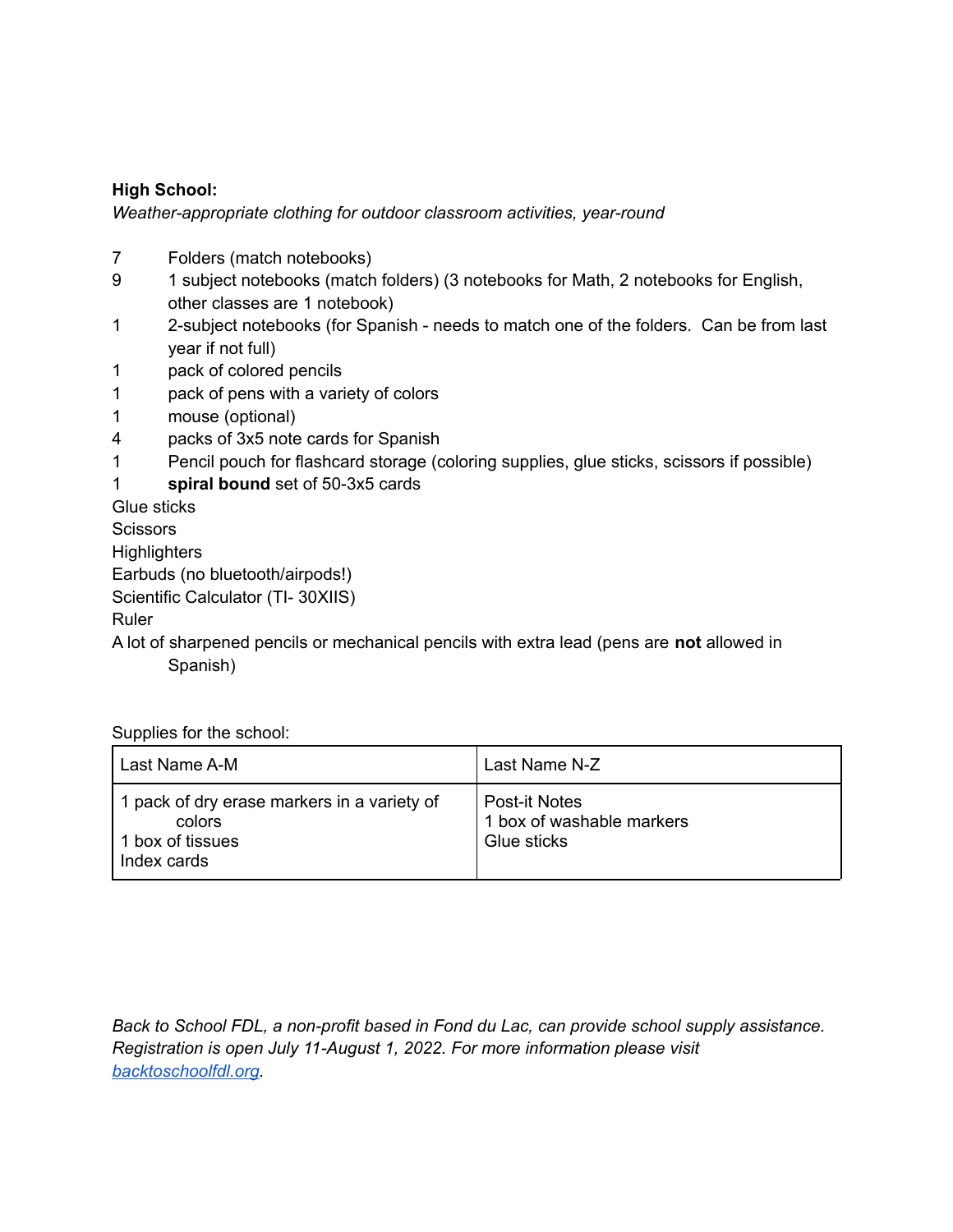**High School:**

*Weather-appropriate clothing for outdoor classroom activities, year-round*

- 7 Folders (match notebooks)
- 9 1 subject notebooks (match folders) (3 notebooks for Math, 2 notebooks for English, other classes are 1 notebook)
- 1 2-subject notebooks (for Spanish - needs to match one of the folders. Can be from last year if not full)
- 1 pack of colored pencils
- 1 pack of pens with a variety of colors
- 1 mouse (optional)
- 4 packs of 3x5 note cards for Spanish
- 1 Pencil pouch for flashcard storage (coloring supplies, glue sticks, scissors if possible)
- 1 **spiral bound** set of 50-3x5 cards
- Glue sticks
- Scissors
- Highlighters
- Earbuds (no bluetooth/airpods!)
- Scientific Calculator (TI- 30XIIS)
- Ruler
- A lot of sharpened pencils or mechanical pencils with extra lead (pens are **not** allowed in Spanish)

Supplies for the school:

| Last Name A-M | Last Name N-Z |
|---|---|
| 1 pack of dry erase markers in a variety of colors<br>1 box of tissues<br>Index cards | Post-it Notes<br>1 box of washable markers<br>Glue sticks |

*Back to School FDL, a non-profit based in Fond du Lac, can provide school supply assistance. Registration is open July 11-August 1, 2022. For more information please visit [backtoschoolfdl.org](backtoschoolfdl.org).*